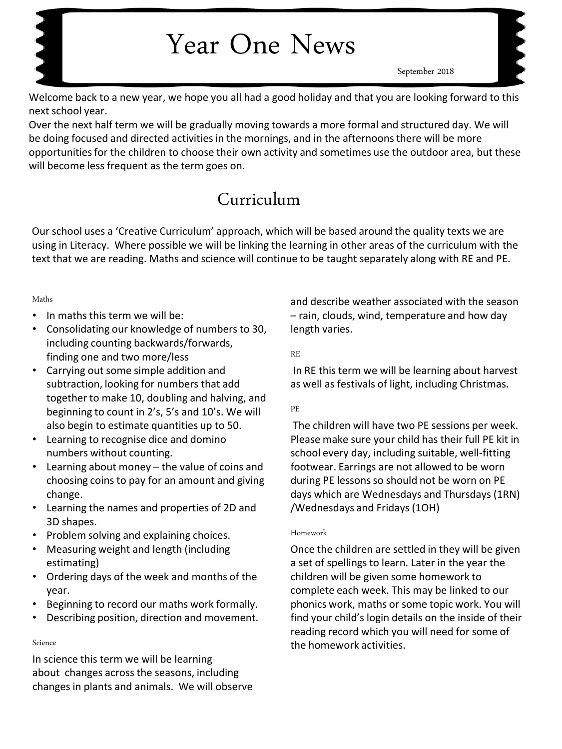# Year One News

September 2018

Welcome back to a new year, we hope you all had a good holiday and that you are looking forward to this next school year.

Over the next half term we will be gradually moving towards a more formal and structured day. We will be doing focused and directed activities in the mornings, and in the afternoons there will be more opportunities for the children to choose their own activity and sometimes use the outdoor area, but these will become less frequent as the term goes on.

## Curriculum

Our school uses a 'Creative Curriculum' approach, which will be based around the quality texts we are using in Literacy. Where possible we will be linking the learning in other areas of the curriculum with the text that we are reading. Maths and science will continue to be taught separately along with RE and PE.

### Maths

- In maths this term we will be:
- Consolidating our knowledge of numbers to 30, including counting backwards/forwards, finding one and two more/less
- Carrying out some simple addition and subtraction, looking for numbers that add together to make 10, doubling and halving, and beginning to count in 2's, 5's and 10's. We will also begin to estimate quantities up to 50.
- Learning to recognise dice and domino numbers without counting.
- Learning about money – the value of coins and choosing coins to pay for an amount and giving change.
- Learning the names and properties of 2D and 3D shapes.
- Problem solving and explaining choices.
- Measuring weight and length (including estimating)
- Ordering days of the week and months of the year.
- Beginning to record our maths work formally.
- Describing position, direction and movement.

### Science

In science this term we will be learning about changes across the seasons, including changes in plants and animals. We will observe and describe weather associated with the season – rain, clouds, wind, temperature and how day length varies.

### RE

In RE this term we will be learning about harvest as well as festivals of light, including Christmas.

### PE

The children will have two PE sessions per week. Please make sure your child has their full PE kit in school every day, including suitable, well-fitting footwear. Earrings are not allowed to be worn during PE lessons so should not be worn on PE days which are Wednesdays and Thursdays (1RN) /Wednesdays and Fridays (1OH)

### Homework

Once the children are settled in they will be given a set of spellings to learn. Later in the year the children will be given some homework to complete each week. This may be linked to our phonics work, maths or some topic work. You will find your child's login details on the inside of their reading record which you will need for some of the homework activities.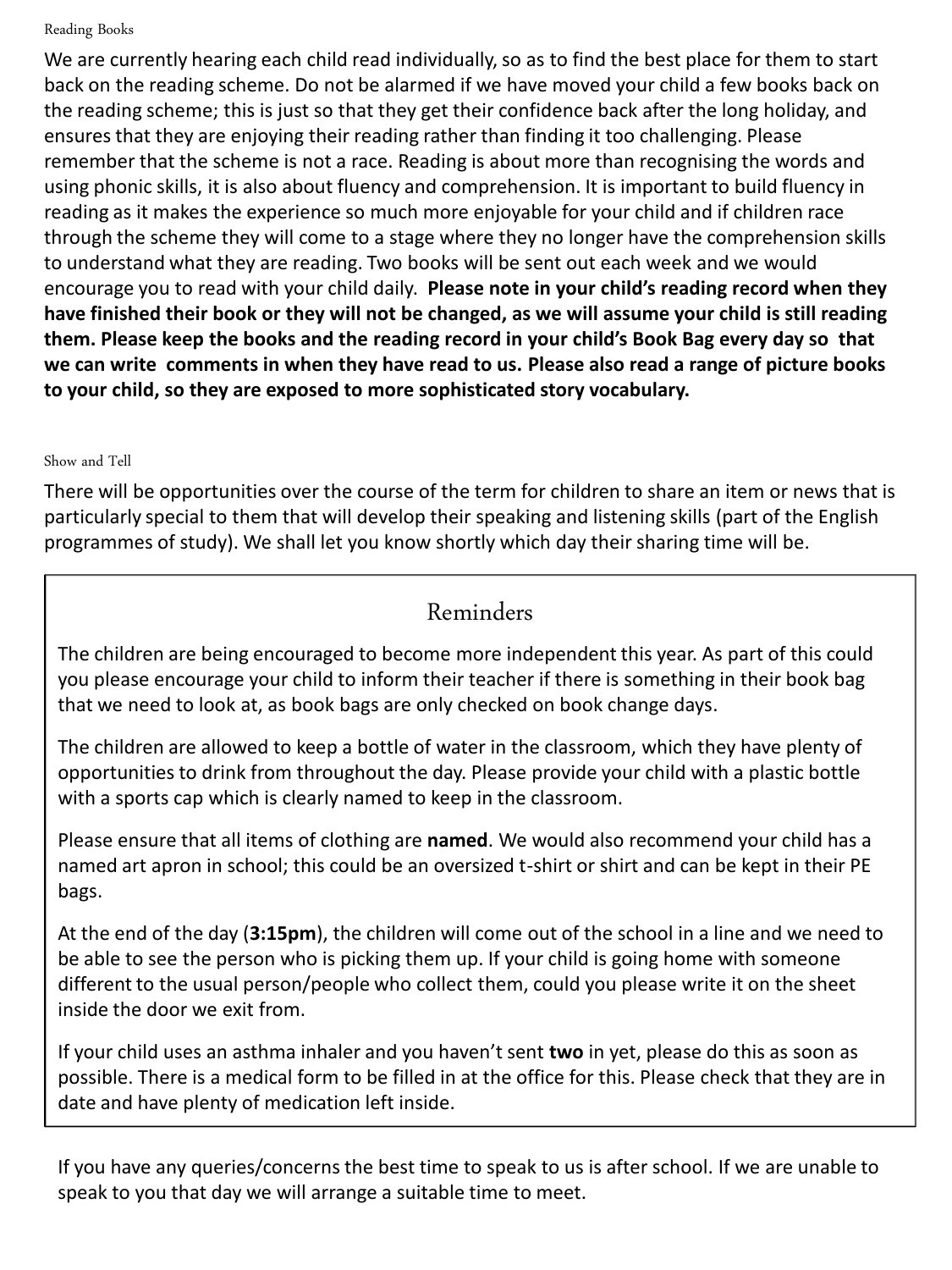## Reading Books

We are currently hearing each child read individually, so as to find the best place for them to start back on the reading scheme. Do not be alarmed if we have moved your child a few books back on the reading scheme; this is just so that they get their confidence back after the long holiday, and ensures that they are enjoying their reading rather than finding it too challenging. Please remember that the scheme is not a race. Reading is about more than recognising the words and using phonic skills, it is also about fluency and comprehension. It is important to build fluency in reading as it makes the experience so much more enjoyable for your child and if children race through the scheme they will come to a stage where they no longer have the comprehension skills to understand what they are reading. Two books will be sent out each week and we would encourage you to read with your child daily. **Please note in your child's reading record when they have finished their book or they will not be changed, as we will assume your child is still reading them. Please keep the books and the reading record in your child's Book Bag every day so that we can write comments in when they have read to us. Please also read a range of picture books to your child, so they are exposed to more sophisticated story vocabulary.**

## Show and Tell

There will be opportunities over the course of the term for children to share an item or news that is particularly special to them that will develop their speaking and listening skills (part of the English programmes of study). We shall let you know shortly which day their sharing time will be.

## Reminders

The children are being encouraged to become more independent this year. As part of this could you please encourage your child to inform their teacher if there is something in their book bag that we need to look at, as book bags are only checked on book change days.

The children are allowed to keep a bottle of water in the classroom, which they have plenty of opportunities to drink from throughout the day. Please provide your child with a plastic bottle with a sports cap which is clearly named to keep in the classroom.

Please ensure that all items of clothing are **named**. We would also recommend your child has a named art apron in school; this could be an oversized t-shirt or shirt and can be kept in their PE bags.

At the end of the day (**3:15pm**), the children will come out of the school in a line and we need to be able to see the person who is picking them up. If your child is going home with someone different to the usual person/people who collect them, could you please write it on the sheet inside the door we exit from.

If your child uses an asthma inhaler and you haven't sent **two** in yet, please do this as soon as possible. There is a medical form to be filled in at the office for this. Please check that they are in date and have plenty of medication left inside.

If you have any queries/concerns the best time to speak to us is after school. If we are unable to speak to you that day we will arrange a suitable time to meet.